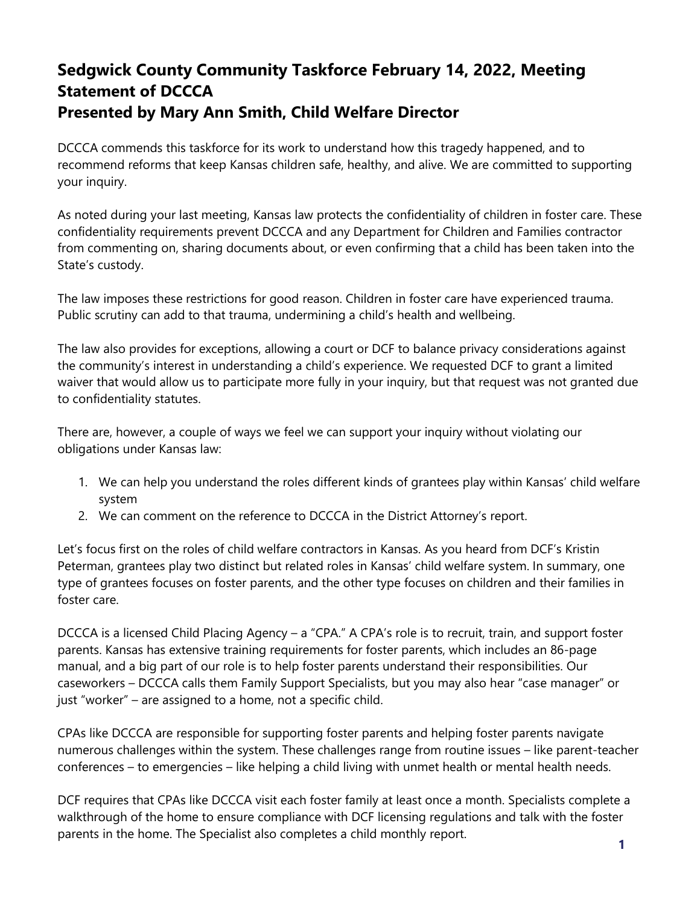# Sedgwick County Community Taskforce February 14, 2022, Meeting Statement of DCCCA
# Presented by Mary Ann Smith, Child Welfare Director

DCCCA commends this taskforce for its work to understand how this tragedy happened, and to recommend reforms that keep Kansas children safe, healthy, and alive. We are committed to supporting your inquiry.

As noted during your last meeting, Kansas law protects the confidentiality of children in foster care. These confidentiality requirements prevent DCCCA and any Department for Children and Families contractor from commenting on, sharing documents about, or even confirming that a child has been taken into the State's custody.

The law imposes these restrictions for good reason. Children in foster care have experienced trauma. Public scrutiny can add to that trauma, undermining a child's health and wellbeing.

The law also provides for exceptions, allowing a court or DCF to balance privacy considerations against the community's interest in understanding a child's experience. We requested DCF to grant a limited waiver that would allow us to participate more fully in your inquiry, but that request was not granted due to confidentiality statutes.

There are, however, a couple of ways we feel we can support your inquiry without violating our obligations under Kansas law:

1. We can help you understand the roles different kinds of grantees play within Kansas' child welfare system
2. We can comment on the reference to DCCCA in the District Attorney's report.

Let's focus first on the roles of child welfare contractors in Kansas. As you heard from DCF's Kristin Peterman, grantees play two distinct but related roles in Kansas' child welfare system. In summary, one type of grantees focuses on foster parents, and the other type focuses on children and their families in foster care.

DCCCA is a licensed Child Placing Agency – a "CPA." A CPA's role is to recruit, train, and support foster parents. Kansas has extensive training requirements for foster parents, which includes an 86-page manual, and a big part of our role is to help foster parents understand their responsibilities. Our caseworkers – DCCCA calls them Family Support Specialists, but you may also hear "case manager" or just "worker" – are assigned to a home, not a specific child.

CPAs like DCCCA are responsible for supporting foster parents and helping foster parents navigate numerous challenges within the system. These challenges range from routine issues – like parent-teacher conferences – to emergencies – like helping a child living with unmet health or mental health needs.

DCF requires that CPAs like DCCCA visit each foster family at least once a month. Specialists complete a walkthrough of the home to ensure compliance with DCF licensing regulations and talk with the foster parents in the home. The Specialist also completes a child monthly report.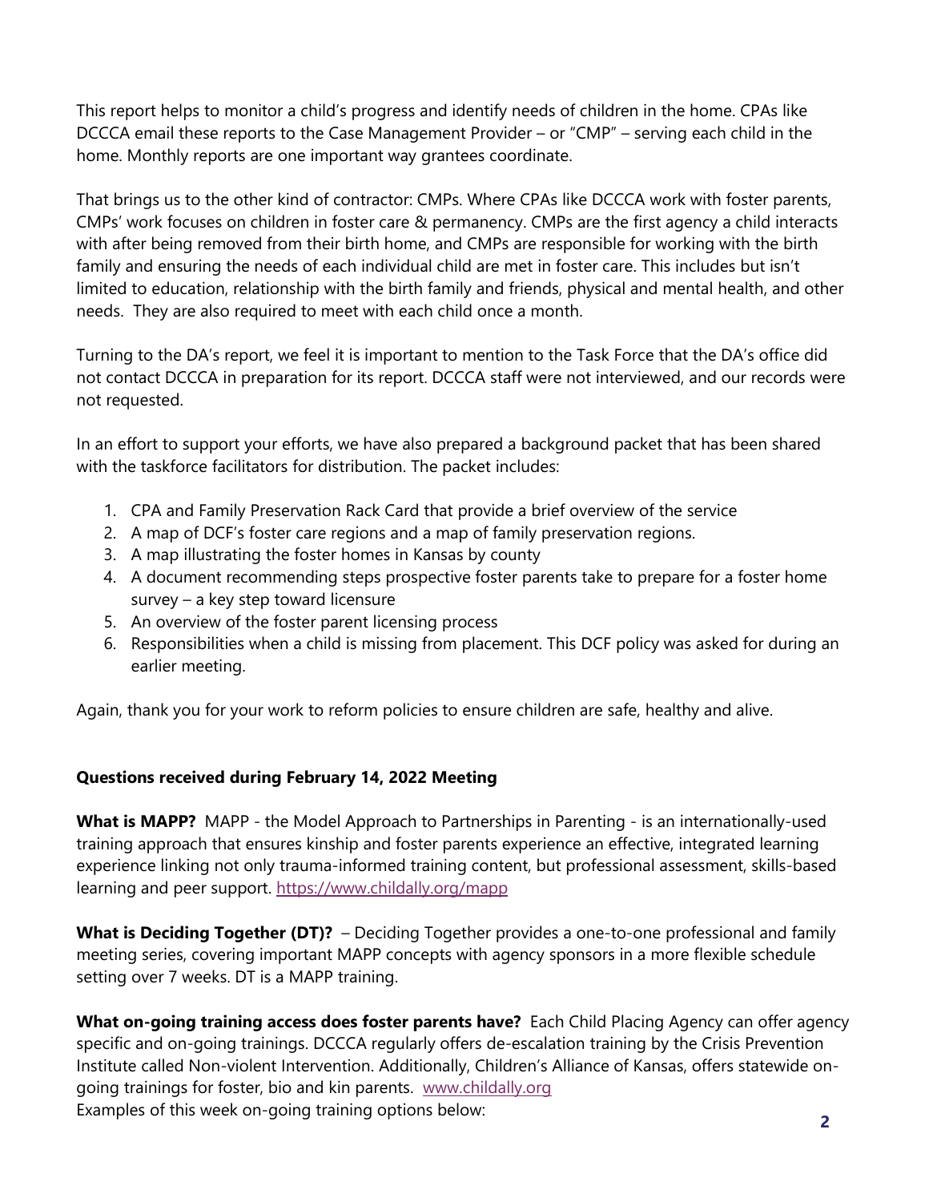This report helps to monitor a child's progress and identify needs of children in the home. CPAs like DCCCA email these reports to the Case Management Provider – or "CMP" – serving each child in the home. Monthly reports are one important way grantees coordinate.

That brings us to the other kind of contractor: CMPs. Where CPAs like DCCCA work with foster parents, CMPs' work focuses on children in foster care & permanency. CMPs are the first agency a child interacts with after being removed from their birth home, and CMPs are responsible for working with the birth family and ensuring the needs of each individual child are met in foster care. This includes but isn't limited to education, relationship with the birth family and friends, physical and mental health, and other needs. They are also required to meet with each child once a month.

Turning to the DA's report, we feel it is important to mention to the Task Force that the DA's office did not contact DCCCA in preparation for its report. DCCCA staff were not interviewed, and our records were not requested.

In an effort to support your efforts, we have also prepared a background packet that has been shared with the taskforce facilitators for distribution. The packet includes:

1. CPA and Family Preservation Rack Card that provide a brief overview of the service
2. A map of DCF's foster care regions and a map of family preservation regions.
3. A map illustrating the foster homes in Kansas by county
4. A document recommending steps prospective foster parents take to prepare for a foster home survey – a key step toward licensure
5. An overview of the foster parent licensing process
6. Responsibilities when a child is missing from placement. This DCF policy was asked for during an earlier meeting.

Again, thank you for your work to reform policies to ensure children are safe, healthy and alive.

**Questions received during February 14, 2022 Meeting**

**What is MAPP?** MAPP - the Model Approach to Partnerships in Parenting - is an internationally-used training approach that ensures kinship and foster parents experience an effective, integrated learning experience linking not only trauma-informed training content, but professional assessment, skills-based learning and peer support. https://www.childally.org/mapp

**What is Deciding Together (DT)?** – Deciding Together provides a one-to-one professional and family meeting series, covering important MAPP concepts with agency sponsors in a more flexible schedule setting over 7 weeks. DT is a MAPP training.

**What on-going training access does foster parents have?** Each Child Placing Agency can offer agency specific and on-going trainings. DCCCA regularly offers de-escalation training by the Crisis Prevention Institute called Non-violent Intervention. Additionally, Children's Alliance of Kansas, offers statewide on-going trainings for foster, bio and kin parents. www.childally.org
Examples of this week on-going training options below: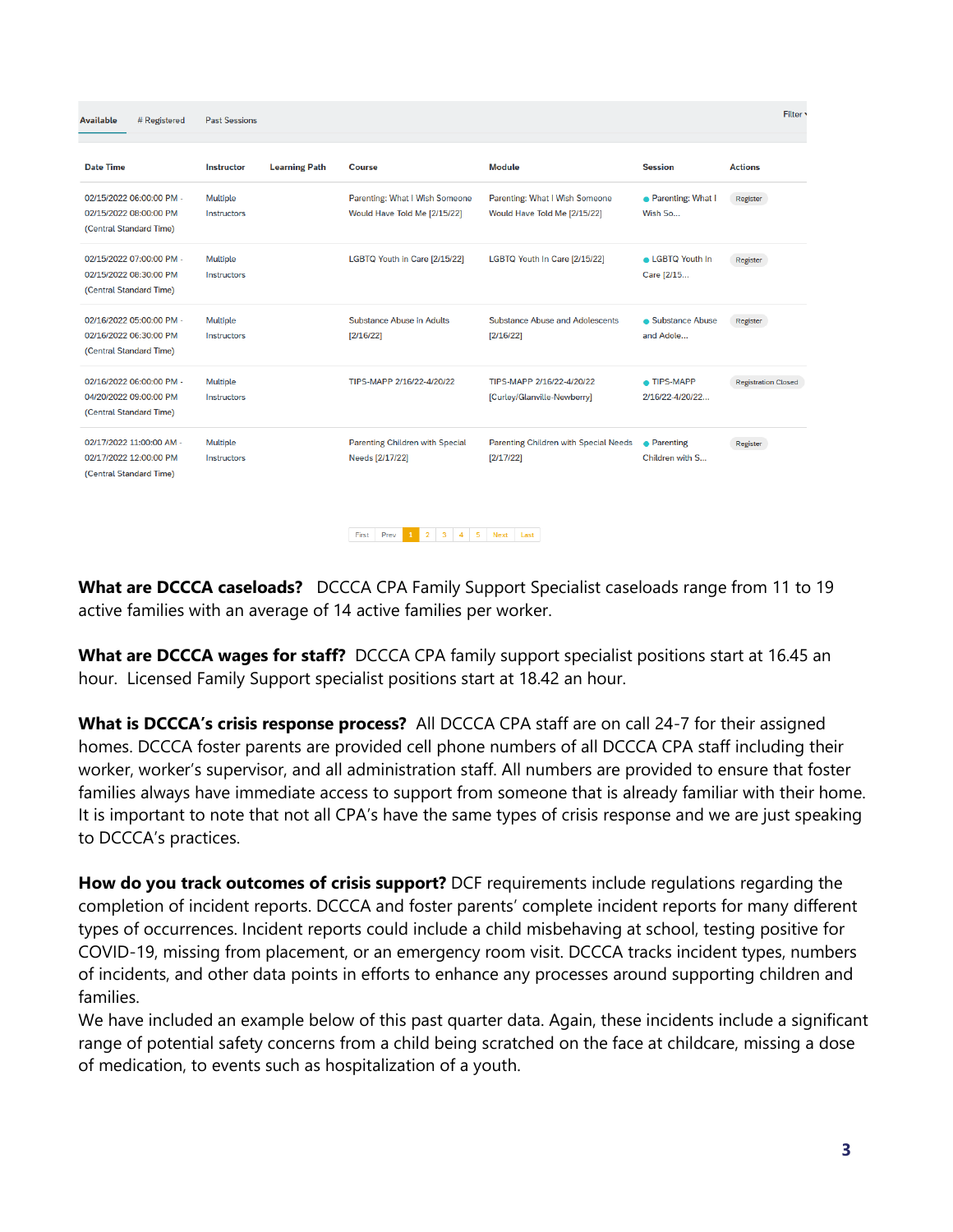Available | # Registered | Past Sessions | Filter

| Date Time | Instructor | Learning Path | Course | Module | Session | Actions |
|---|---|---|---|---|---|---|
| 02/15/2022 06:00:00 PM - 02/15/2022 08:00:00 PM (Central Standard Time) | Multiple Instructors | | Parenting: What I Wish Someone Would Have Told Me [2/15/22] | Parenting: What I Wish Someone Would Have Told Me [2/15/22] | Parenting: What I Wish So... | Register |
| 02/15/2022 07:00:00 PM - 02/15/2022 08:30:00 PM (Central Standard Time) | Multiple Instructors | | LGBTQ Youth in Care [2/15/22] | LGBTQ Youth In Care [2/15/22] | LGBTQ Youth In Care [2/15... | Register |
| 02/16/2022 05:00:00 PM - 02/16/2022 06:30:00 PM (Central Standard Time) | Multiple Instructors | | Substance Abuse In Adults [2/16/22] | Substance Abuse and Adolescents [2/16/22] | Substance Abuse and Adole... | Register |
| 02/16/2022 06:00:00 PM - 04/20/2022 09:00:00 PM (Central Standard Time) | Multiple Instructors | | TIPS-MAPP 2/16/22-4/20/22 | TIPS-MAPP 2/16/22-4/20/22 [Curley/Glanville-Newberry] | TIPS-MAPP 2/16/22-4/20/22... | Registration Closed |
| 02/17/2022 11:00:00 AM - 02/17/2022 12:00:00 PM (Central Standard Time) | Multiple Instructors | | Parenting Children with Special Needs [2/17/22] | Parenting Children with Special Needs [2/17/22] | Parenting Children with S... | Register |

First | Prev | 1 | 2 | 3 | 4 | 5 | Next | Last

**What are DCCCA caseloads?** DCCCA CPA Family Support Specialist caseloads range from 11 to 19 active families with an average of 14 active families per worker.

**What are DCCCA wages for staff?** DCCCA CPA family support specialist positions start at 16.45 an hour. Licensed Family Support specialist positions start at 18.42 an hour.

**What is DCCCA's crisis response process?** All DCCCA CPA staff are on call 24-7 for their assigned homes. DCCCA foster parents are provided cell phone numbers of all DCCCA CPA staff including their worker, worker's supervisor, and all administration staff. All numbers are provided to ensure that foster families always have immediate access to support from someone that is already familiar with their home. It is important to note that not all CPA's have the same types of crisis response and we are just speaking to DCCCA's practices.

**How do you track outcomes of crisis support?** DCF requirements include regulations regarding the completion of incident reports. DCCCA and foster parents' complete incident reports for many different types of occurrences. Incident reports could include a child misbehaving at school, testing positive for COVID-19, missing from placement, or an emergency room visit. DCCCA tracks incident types, numbers of incidents, and other data points in efforts to enhance any processes around supporting children and families.

We have included an example below of this past quarter data. Again, these incidents include a significant range of potential safety concerns from a child being scratched on the face at childcare, missing a dose of medication, to events such as hospitalization of a youth.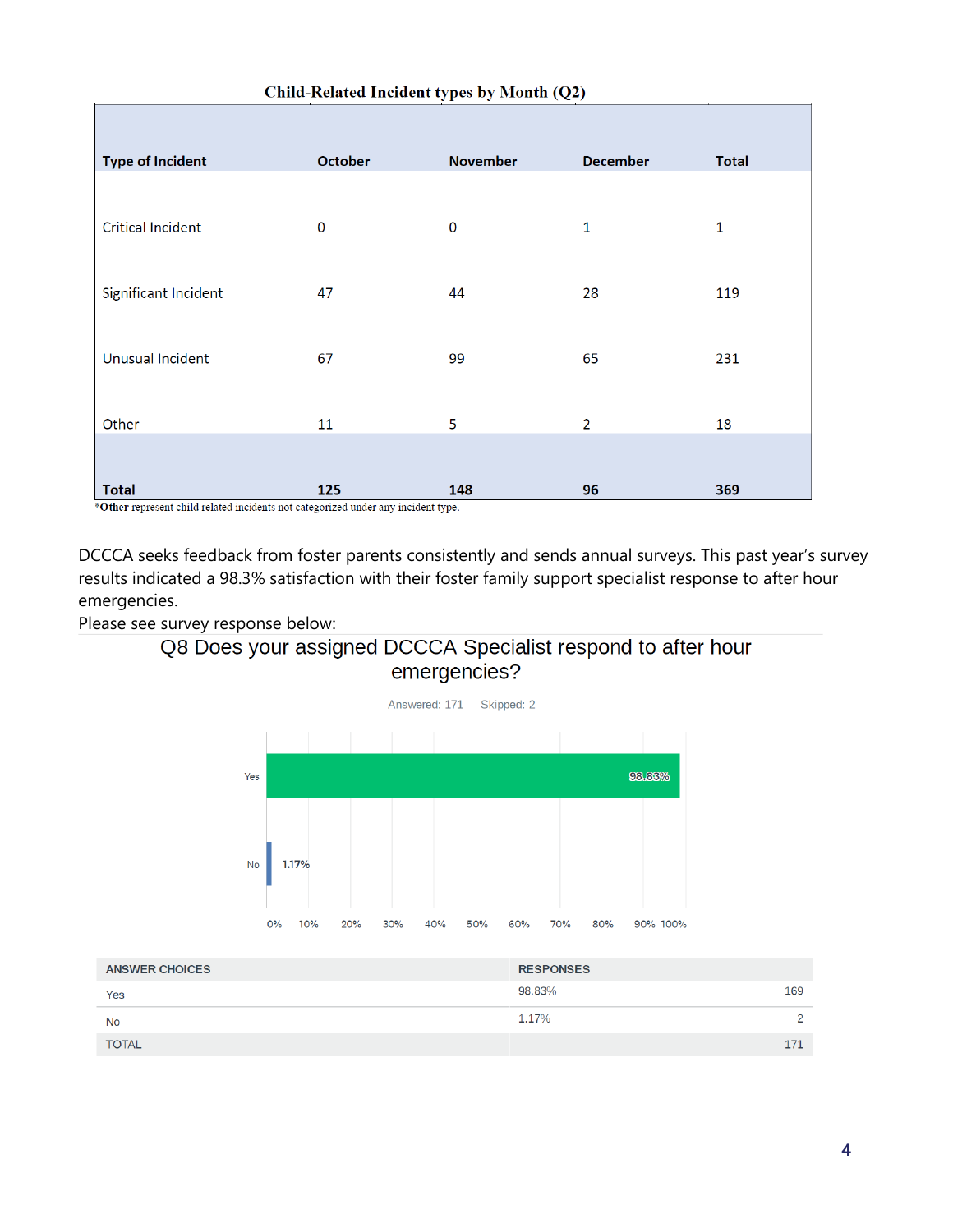**Child-Related Incident types by Month (Q2)**

| Type of Incident | October | November | December | Total |
|---|---|---|---|---|
| Critical Incident | 0 | 0 | 1 | 1 |
| Significant Incident | 47 | 44 | 28 | 119 |
| Unusual Incident | 67 | 99 | 65 | 231 |
| Other | 11 | 5 | 2 | 18 |
| **Total** | **125** | **148** | **96** | **369** |

*__Other__ represent child related incidents not categorized under any incident type.

DCCCA seeks feedback from foster parents consistently and sends annual surveys. This past year's survey results indicated a 98.3% satisfaction with their foster family support specialist response to after hour emergencies.

Please see survey response below:

## Q8 Does your assigned DCCCA Specialist respond to after hour emergencies?

Answered: 171 Skipped: 2

| Answer | Percentage |
|---|---|
| Yes | 98.83% |
| No | 1.17% |

| ANSWER CHOICES | RESPONSES | |
|---|---|---|
| Yes | 98.83% | 169 |
| No | 1.17% | 2 |
| TOTAL | | 171 |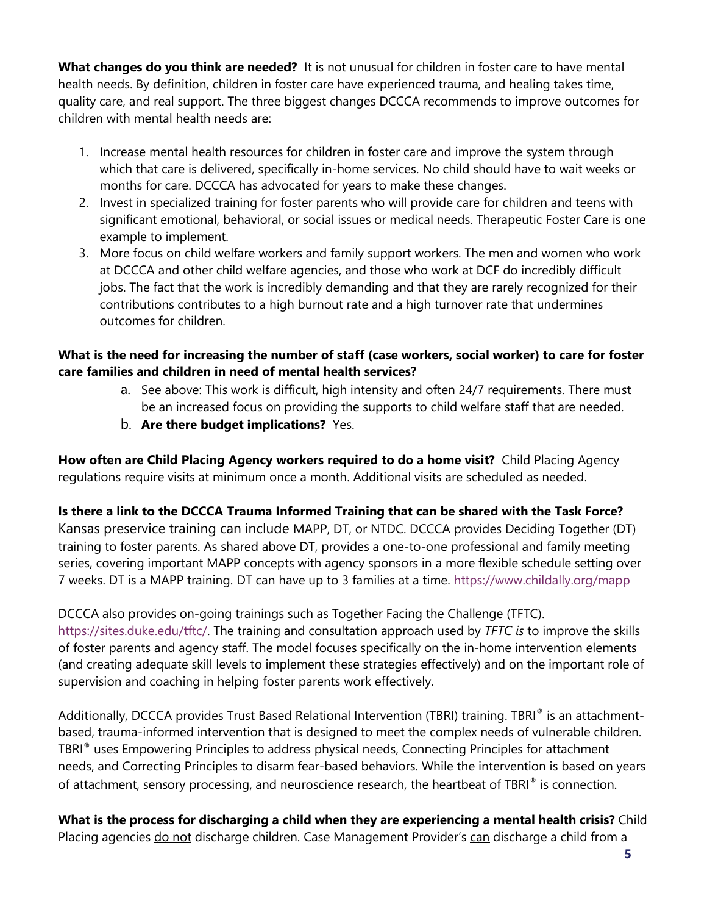**What changes do you think are needed?** It is not unusual for children in foster care to have mental health needs. By definition, children in foster care have experienced trauma, and healing takes time, quality care, and real support. The three biggest changes DCCCA recommends to improve outcomes for children with mental health needs are:

1. Increase mental health resources for children in foster care and improve the system through which that care is delivered, specifically in-home services. No child should have to wait weeks or months for care. DCCCA has advocated for years to make these changes.
2. Invest in specialized training for foster parents who will provide care for children and teens with significant emotional, behavioral, or social issues or medical needs. Therapeutic Foster Care is one example to implement.
3. More focus on child welfare workers and family support workers. The men and women who work at DCCCA and other child welfare agencies, and those who work at DCF do incredibly difficult jobs. The fact that the work is incredibly demanding and that they are rarely recognized for their contributions contributes to a high burnout rate and a high turnover rate that undermines outcomes for children.

**What is the need for increasing the number of staff (case workers, social worker) to care for foster care families and children in need of mental health services?**

a. See above: This work is difficult, high intensity and often 24/7 requirements. There must be an increased focus on providing the supports to child welfare staff that are needed.
b. **Are there budget implications?** Yes.

**How often are Child Placing Agency workers required to do a home visit?** Child Placing Agency regulations require visits at minimum once a month. Additional visits are scheduled as needed.

**Is there a link to the DCCCA Trauma Informed Training that can be shared with the Task Force?** Kansas preservice training can include MAPP, DT, or NTDC. DCCCA provides Deciding Together (DT) training to foster parents. As shared above DT, provides a one-to-one professional and family meeting series, covering important MAPP concepts with agency sponsors in a more flexible schedule setting over 7 weeks. DT is a MAPP training. DT can have up to 3 families at a time. https://www.childally.org/mapp

DCCCA also provides on-going trainings such as Together Facing the Challenge (TFTC). https://sites.duke.edu/tftc/. The training and consultation approach used by *TFTC is* to improve the skills of foster parents and agency staff. The model focuses specifically on the in-home intervention elements (and creating adequate skill levels to implement these strategies effectively) and on the important role of supervision and coaching in helping foster parents work effectively.

Additionally, DCCCA provides Trust Based Relational Intervention (TBRI) training. TBRI® is an attachment-based, trauma-informed intervention that is designed to meet the complex needs of vulnerable children. TBRI® uses Empowering Principles to address physical needs, Connecting Principles for attachment needs, and Correcting Principles to disarm fear-based behaviors. While the intervention is based on years of attachment, sensory processing, and neuroscience research, the heartbeat of TBRI® is connection.

**What is the process for discharging a child when they are experiencing a mental health crisis?** Child Placing agencies do not discharge children. Case Management Provider's can discharge a child from a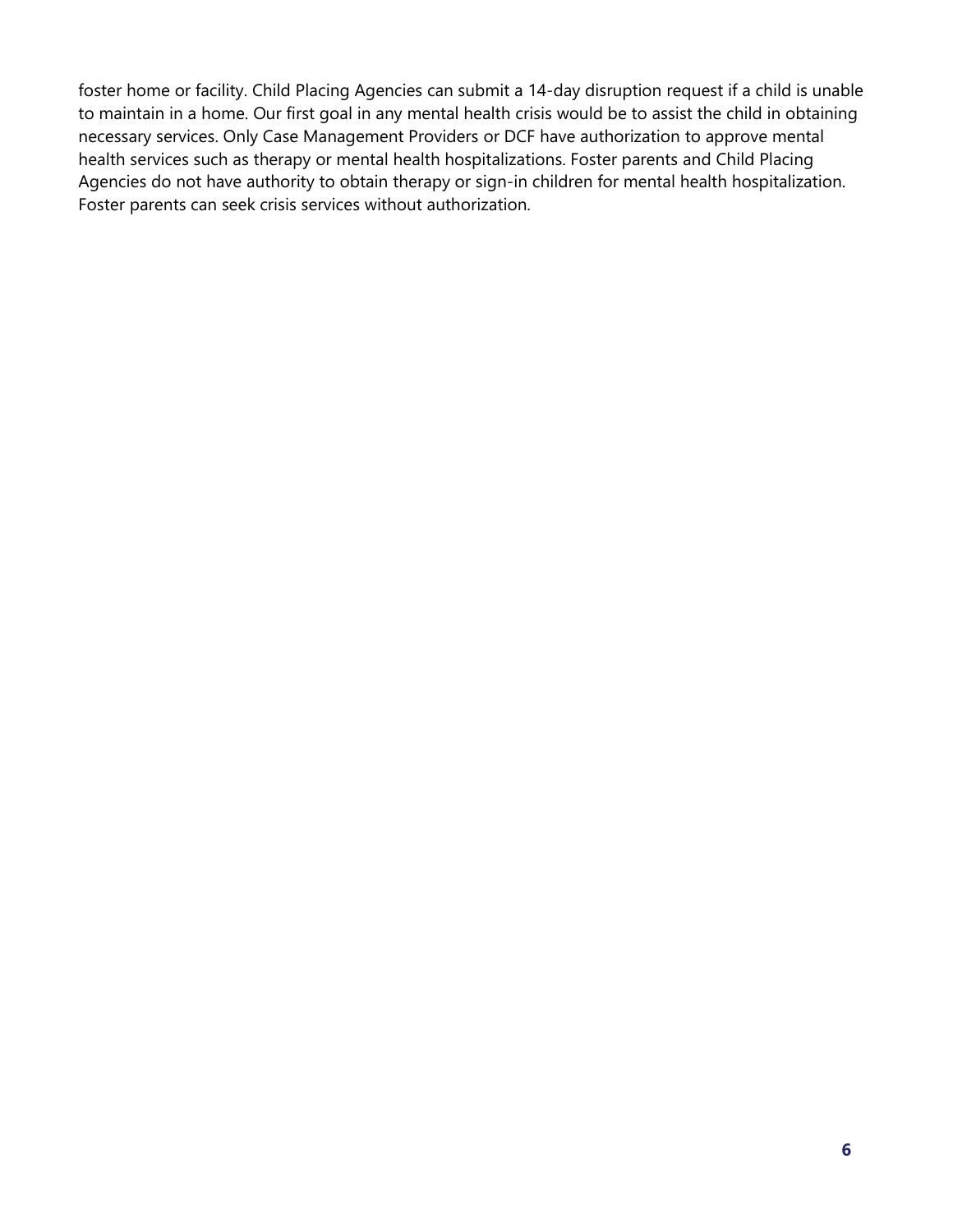foster home or facility. Child Placing Agencies can submit a 14-day disruption request if a child is unable to maintain in a home. Our first goal in any mental health crisis would be to assist the child in obtaining necessary services. Only Case Management Providers or DCF have authorization to approve mental health services such as therapy or mental health hospitalizations. Foster parents and Child Placing Agencies do not have authority to obtain therapy or sign-in children for mental health hospitalization. Foster parents can seek crisis services without authorization.